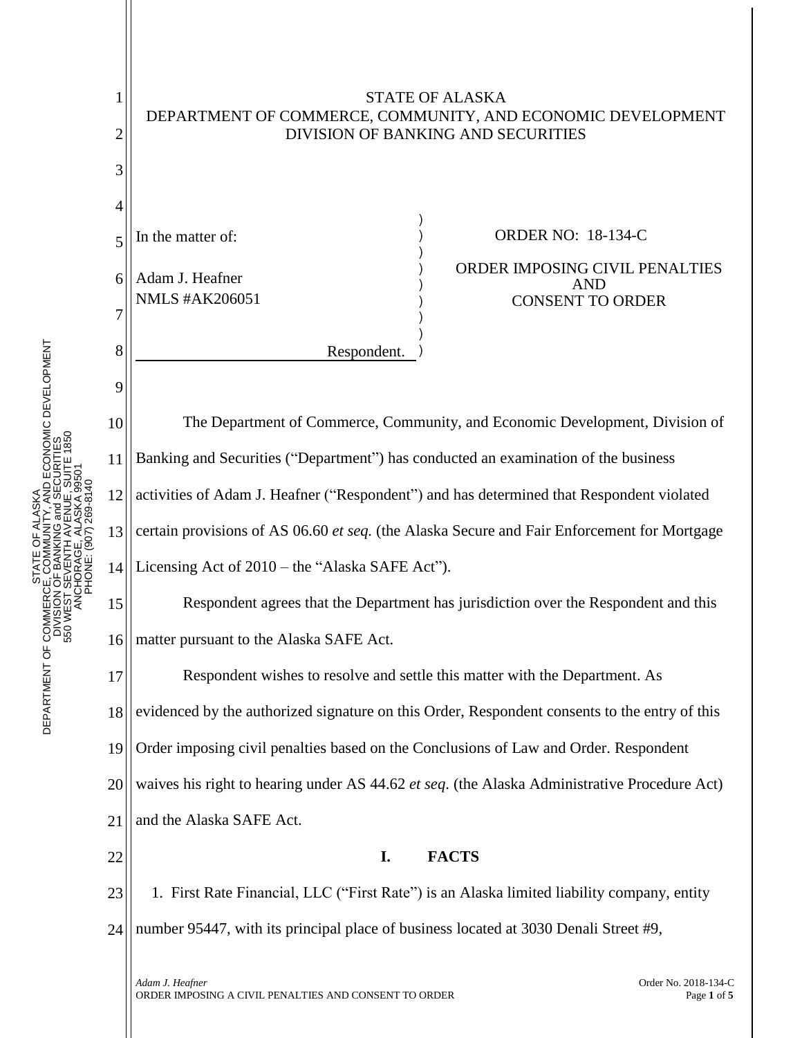STATE OF ALASKA
DEPARTMENT OF COMMERCE, COMMUNITY, AND ECONOMIC DEVELOPMENT
DIVISION OF BANKING AND SECURITIES

In the matter of:

Adam J. Heafner
NMLS #AK206051

Respondent.

ORDER NO: 18-134-C

ORDER IMPOSING CIVIL PENALTIES AND CONSENT TO ORDER

The Department of Commerce, Community, and Economic Development, Division of Banking and Securities ("Department") has conducted an examination of the business activities of Adam J. Heafner ("Respondent") and has determined that Respondent violated certain provisions of AS 06.60 *et seq.* (the Alaska Secure and Fair Enforcement for Mortgage Licensing Act of 2010 – the "Alaska SAFE Act").

Respondent agrees that the Department has jurisdiction over the Respondent and this matter pursuant to the Alaska SAFE Act.

Respondent wishes to resolve and settle this matter with the Department. As evidenced by the authorized signature on this Order, Respondent consents to the entry of this Order imposing civil penalties based on the Conclusions of Law and Order. Respondent waives his right to hearing under AS 44.62 *et seq*. (the Alaska Administrative Procedure Act) and the Alaska SAFE Act.

## I. FACTS

1. First Rate Financial, LLC ("First Rate") is an Alaska limited liability company, entity number 95447, with its principal place of business located at 3030 Denali Street #9,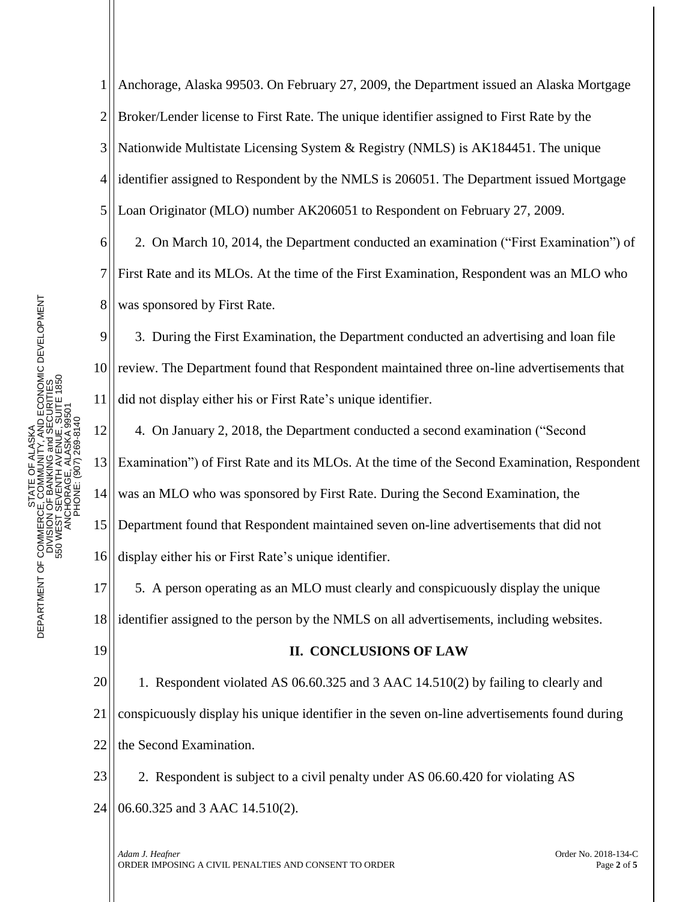Anchorage, Alaska 99503. On February 27, 2009, the Department issued an Alaska Mortgage Broker/Lender license to First Rate. The unique identifier assigned to First Rate by the Nationwide Multistate Licensing System & Registry (NMLS) is AK184451. The unique identifier assigned to Respondent by the NMLS is 206051. The Department issued Mortgage Loan Originator (MLO) number AK206051 to Respondent on February 27, 2009.

2. On March 10, 2014, the Department conducted an examination ("First Examination") of First Rate and its MLOs. At the time of the First Examination, Respondent was an MLO who was sponsored by First Rate.

3. During the First Examination, the Department conducted an advertising and loan file review. The Department found that Respondent maintained three on-line advertisements that did not display either his or First Rate's unique identifier.

4. On January 2, 2018, the Department conducted a second examination ("Second Examination") of First Rate and its MLOs. At the time of the Second Examination, Respondent was an MLO who was sponsored by First Rate. During the Second Examination, the Department found that Respondent maintained seven on-line advertisements that did not display either his or First Rate's unique identifier.

5. A person operating as an MLO must clearly and conspicuously display the unique identifier assigned to the person by the NMLS on all advertisements, including websites.

## II. CONCLUSIONS OF LAW

1. Respondent violated AS 06.60.325 and 3 AAC 14.510(2) by failing to clearly and conspicuously display his unique identifier in the seven on-line advertisements found during the Second Examination.

2. Respondent is subject to a civil penalty under AS 06.60.420 for violating AS 06.60.325 and 3 AAC 14.510(2).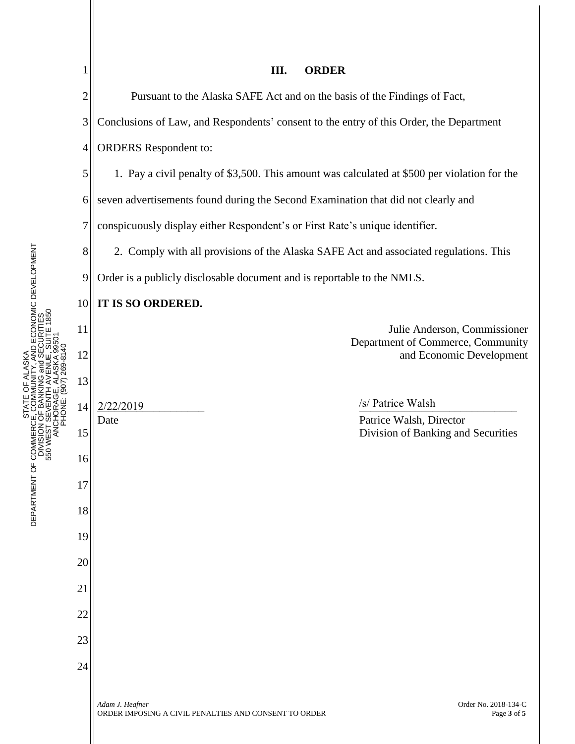## III. ORDER

Pursuant to the Alaska SAFE Act and on the basis of the Findings of Fact, Conclusions of Law, and Respondents' consent to the entry of this Order, the Department ORDERS Respondent to:

1. Pay a civil penalty of $3,500. This amount was calculated at $500 per violation for the seven advertisements found during the Second Examination that did not clearly and conspicuously display either Respondent's or First Rate's unique identifier.

2. Comply with all provisions of the Alaska SAFE Act and associated regulations. This Order is a publicly disclosable document and is reportable to the NMLS.

**IT IS SO ORDERED.**

Julie Anderson, Commissioner
Department of Commerce, Community and Economic Development

2/22/2019
Date

/s/ Patrice Walsh
Patrice Walsh, Director
Division of Banking and Securities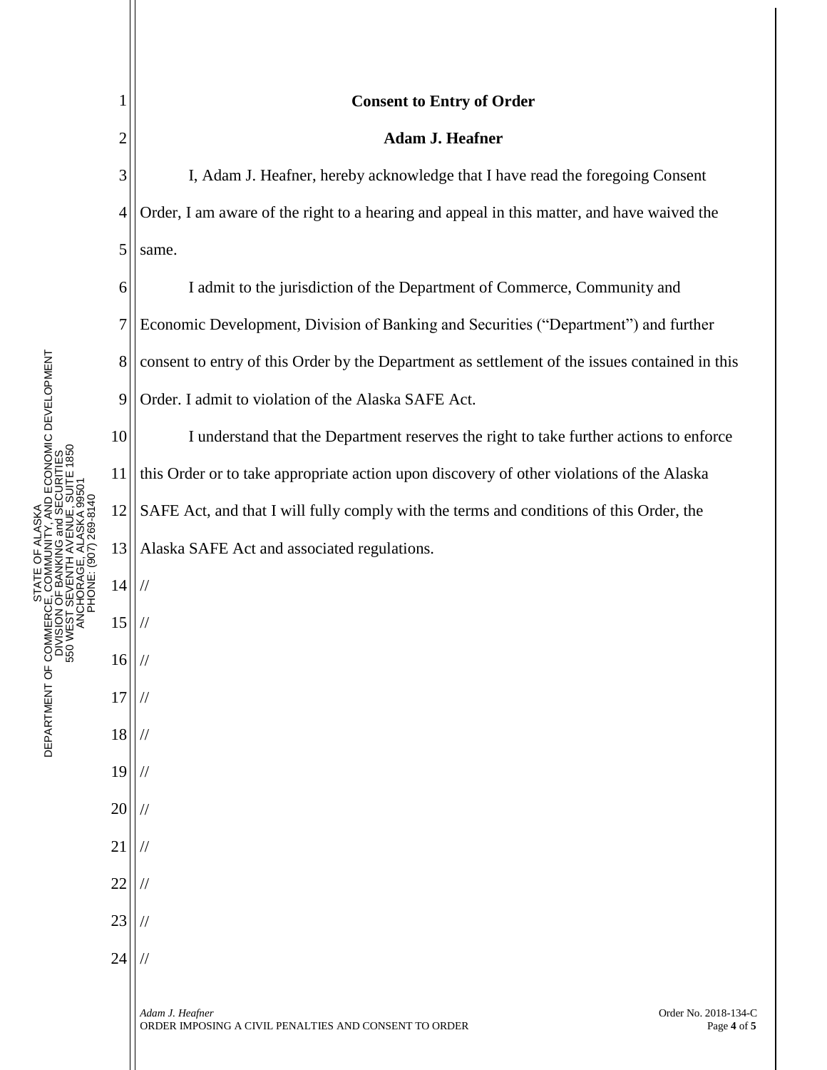**Consent to Entry of Order**

**Adam J. Heafner**

I, Adam J. Heafner, hereby acknowledge that I have read the foregoing Consent Order, I am aware of the right to a hearing and appeal in this matter, and have waived the same.

I admit to the jurisdiction of the Department of Commerce, Community and Economic Development, Division of Banking and Securities ("Department") and further consent to entry of this Order by the Department as settlement of the issues contained in this Order. I admit to violation of the Alaska SAFE Act.

I understand that the Department reserves the right to take further actions to enforce this Order or to take appropriate action upon discovery of other violations of the Alaska SAFE Act, and that I will fully comply with the terms and conditions of this Order, the Alaska SAFE Act and associated regulations.

//

//

//

//

//

//

//

//

//

//

//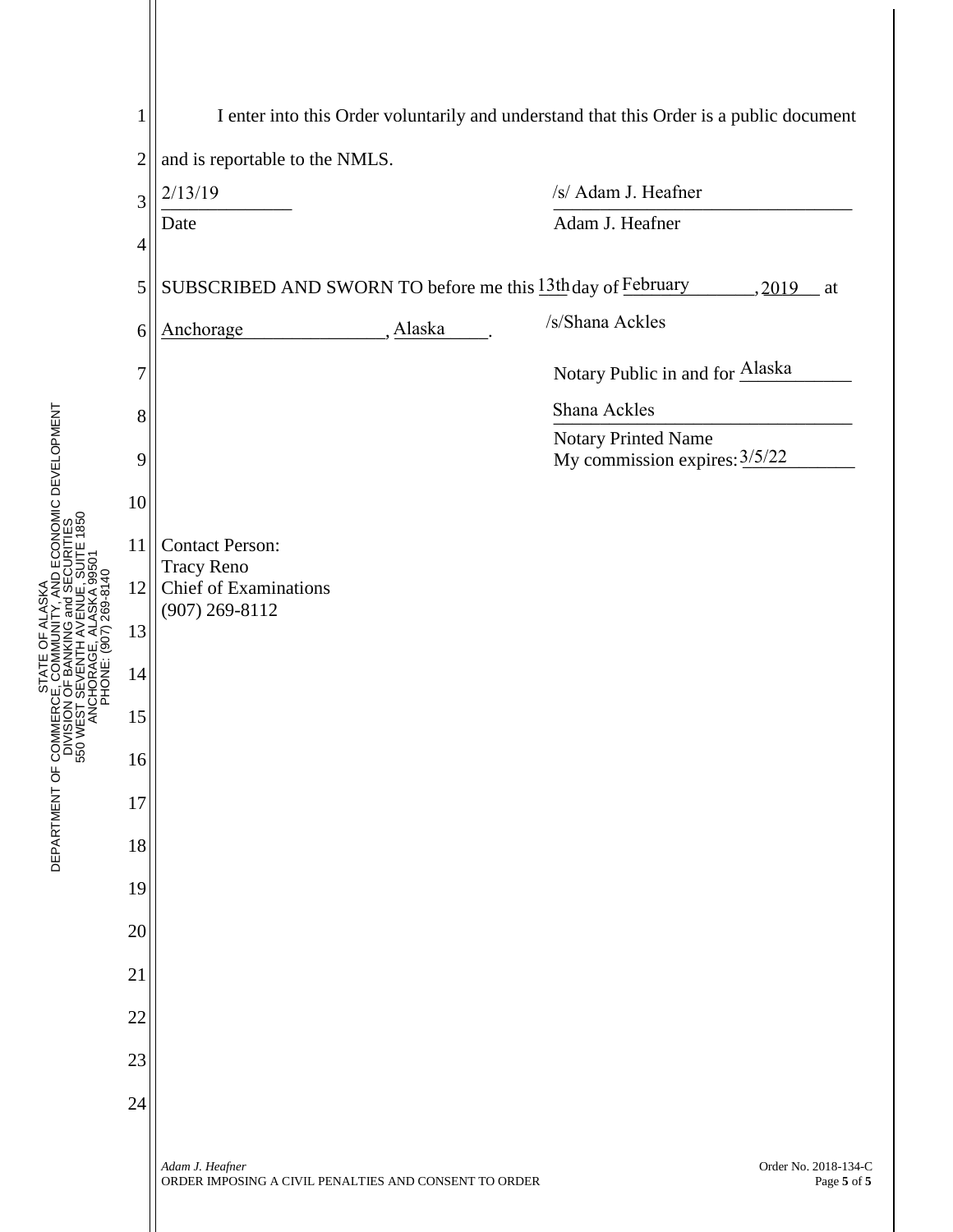I enter into this Order voluntarily and understand that this Order is a public document and is reportable to the NMLS.

2/13/19  
Date

/s/ Adam J. Heafner  
Adam J. Heafner

SUBSCRIBED AND SWORN TO before me this 13th day of February, 2019 at Anchorage, Alaska.

/s/Shana Ackles

Notary Public in and for Alaska

Shana Ackles  
Notary Printed Name  
My commission expires: 3/5/22

Contact Person:  
Tracy Reno  
Chief of Examinations  
(907) 269-8112